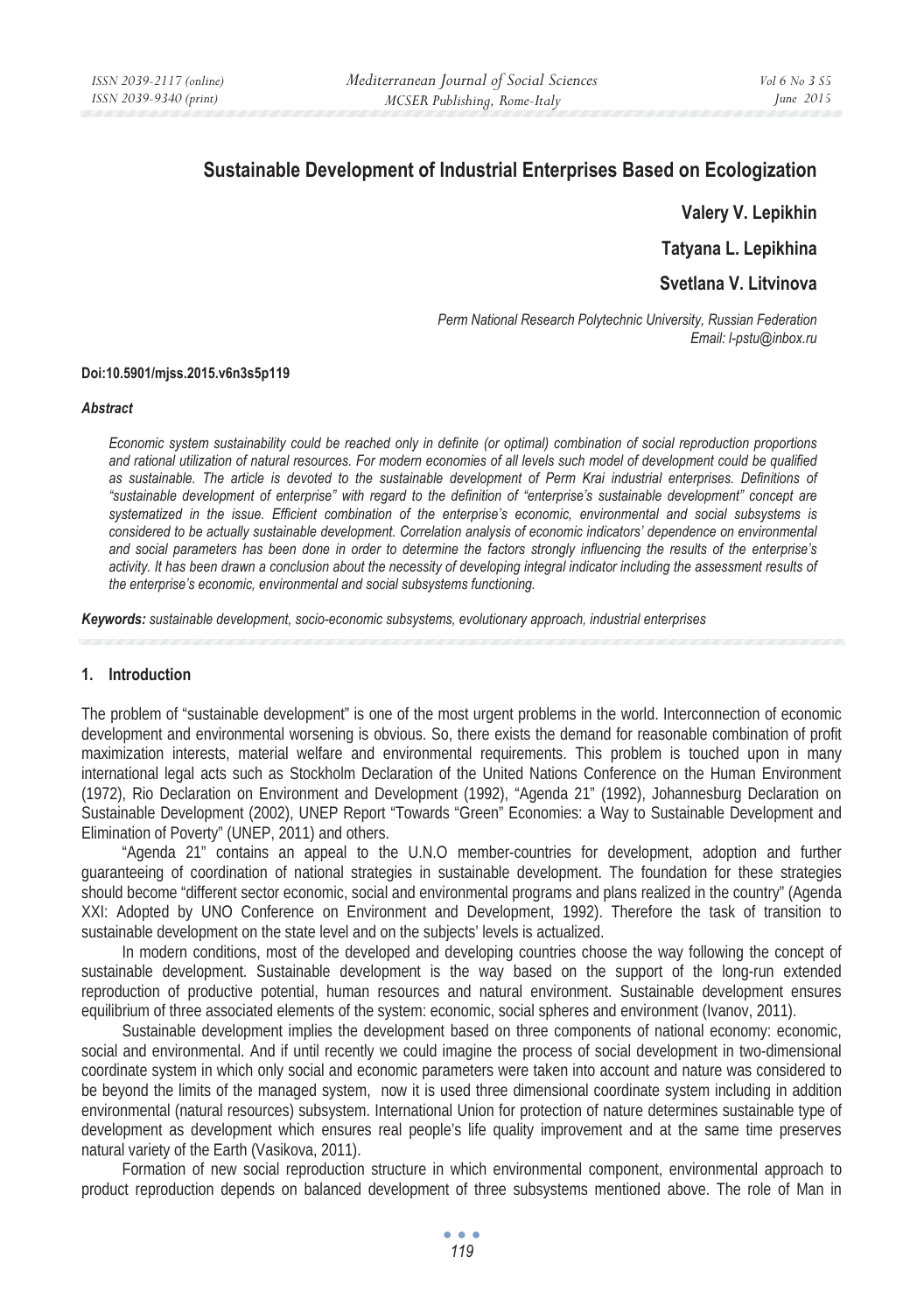# Sustainable Development of Industrial Enterprises Based on Ecologization

**Valery V. Lepikhin**

**Tatyana L. Lepikhina**

**Svetlana V. Litvinova**

*Perm National Research Polytechnic University, Russian Federation*
*Email: l-pstu@inbox.ru*

**Doi:10.5901/mjss.2015.v6n3s5p119**

***Abstract***

*Economic system sustainability could be reached only in definite (or optimal) combination of social reproduction proportions and rational utilization of natural resources. For modern economies of all levels such model of development could be qualified as sustainable. The article is devoted to the sustainable development of Perm Krai industrial enterprises. Definitions of "sustainable development of enterprise" with regard to the definition of "enterprise's sustainable development" concept are systematized in the issue. Efficient combination of the enterprise's economic, environmental and social subsystems is considered to be actually sustainable development. Correlation analysis of economic indicators' dependence on environmental and social parameters has been done in order to determine the factors strongly influencing the results of the enterprise's activity. It has been drawn a conclusion about the necessity of developing integral indicator including the assessment results of the enterprise's economic, environmental and social subsystems functioning.*

***Keywords:*** *sustainable development, socio-economic subsystems, evolutionary approach, industrial enterprises*

## 1. Introduction

The problem of "sustainable development" is one of the most urgent problems in the world. Interconnection of economic development and environmental worsening is obvious. So, there exists the demand for reasonable combination of profit maximization interests, material welfare and environmental requirements. This problem is touched upon in many international legal acts such as Stockholm Declaration of the United Nations Conference on the Human Environment (1972), Rio Declaration on Environment and Development (1992), "Agenda 21" (1992), Johannesburg Declaration on Sustainable Development (2002), UNEP Report "Towards "Green" Economies: a Way to Sustainable Development and Elimination of Poverty" (UNEP, 2011) and others.

"Agenda 21" contains an appeal to the U.N.O member-countries for development, adoption and further guaranteeing of coordination of national strategies in sustainable development. The foundation for these strategies should become "different sector economic, social and environmental programs and plans realized in the country" (Agenda XXI: Adopted by UNO Conference on Environment and Development, 1992). Therefore the task of transition to sustainable development on the state level and on the subjects' levels is actualized.

In modern conditions, most of the developed and developing countries choose the way following the concept of sustainable development. Sustainable development is the way based on the support of the long-run extended reproduction of productive potential, human resources and natural environment. Sustainable development ensures equilibrium of three associated elements of the system: economic, social spheres and environment (Ivanov, 2011).

Sustainable development implies the development based on three components of national economy: economic, social and environmental. And if until recently we could imagine the process of social development in two-dimensional coordinate system in which only social and economic parameters were taken into account and nature was considered to be beyond the limits of the managed system, now it is used three dimensional coordinate system including in addition environmental (natural resources) subsystem. International Union for protection of nature determines sustainable type of development as development which ensures real people's life quality improvement and at the same time preserves natural variety of the Earth (Vasikova, 2011).

Formation of new social reproduction structure in which environmental component, environmental approach to product reproduction depends on balanced development of three subsystems mentioned above. The role of Man in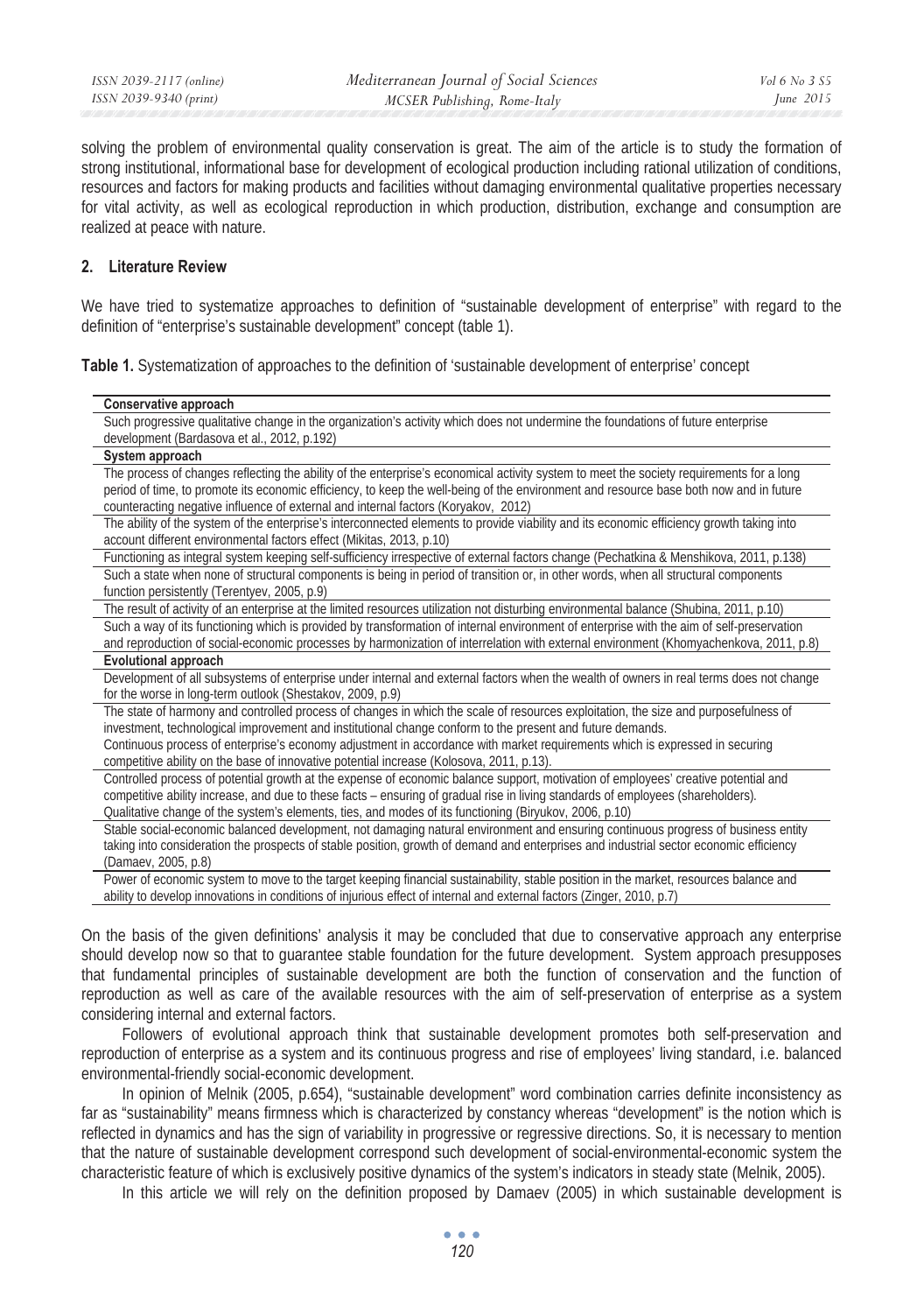solving the problem of environmental quality conservation is great. The aim of the article is to study the formation of strong institutional, informational base for development of ecological production including rational utilization of conditions, resources and factors for making products and facilities without damaging environmental qualitative properties necessary for vital activity, as well as ecological reproduction in which production, distribution, exchange and consumption are realized at peace with nature.

## 2. Literature Review

We have tried to systematize approaches to definition of "sustainable development of enterprise" with regard to the definition of "enterprise's sustainable development" concept (table 1).

**Table 1.** Systematization of approaches to the definition of 'sustainable development of enterprise' concept

| **Conservative approach** |
|---|
| Such progressive qualitative change in the organization's activity which does not undermine the foundations of future enterprise development (Bardasova et al., 2012, p.192) |
| **System approach** |
| The process of changes reflecting the ability of the enterprise's economical activity system to meet the society requirements for a long period of time, to promote its economic efficiency, to keep the well-being of the environment and resource base both now and in future counteracting negative influence of external and internal factors (Koryakov, 2012) |
| The ability of the system of the enterprise's interconnected elements to provide viability and its economic efficiency growth taking into account different environmental factors effect (Mikitas, 2013, p.10) |
| Functioning as integral system keeping self-sufficiency irrespective of external factors change (Pechatkina & Menshikova, 2011, p.138) |
| Such a state when none of structural components is being in period of transition or, in other words, when all structural components function persistently (Terentyev, 2005, p.9) |
| The result of activity of an enterprise at the limited resources utilization not disturbing environmental balance (Shubina, 2011, p.10) |
| Such a way of its functioning which is provided by transformation of internal environment of enterprise with the aim of self-preservation and reproduction of social-economic processes by harmonization of interrelation with external environment (Khomyachenkova, 2011, p.8) |
| **Evolutional approach** |
| Development of all subsystems of enterprise under internal and external factors when the wealth of owners in real terms does not change for the worse in long-term outlook (Shestakov, 2009, p.9) |
| The state of harmony and controlled process of changes in which the scale of resources exploitation, the size and purposefulness of investment, technological improvement and institutional change conform to the present and future demands. Continuous process of enterprise's economy adjustment in accordance with market requirements which is expressed in securing competitive ability on the base of innovative potential increase (Kolosova, 2011, p.13). |
| Controlled process of potential growth at the expense of economic balance support, motivation of employees' creative potential and competitive ability increase, and due to these facts – ensuring of gradual rise in living standards of employees (shareholders). Qualitative change of the system's elements, ties, and modes of its functioning (Biryukov, 2006, p.10) |
| Stable social-economic balanced development, not damaging natural environment and ensuring continuous progress of business entity taking into consideration the prospects of stable position, growth of demand and enterprises and industrial sector economic efficiency (Damaev, 2005, p.8) |
| Power of economic system to move to the target keeping financial sustainability, stable position in the market, resources balance and ability to develop innovations in conditions of injurious effect of internal and external factors (Zinger, 2010, p.7) |

On the basis of the given definitions' analysis it may be concluded that due to conservative approach any enterprise should develop now so that to guarantee stable foundation for the future development. System approach presupposes that fundamental principles of sustainable development are both the function of conservation and the function of reproduction as well as care of the available resources with the aim of self-preservation of enterprise as a system considering internal and external factors.

Followers of evolutional approach think that sustainable development promotes both self-preservation and reproduction of enterprise as a system and its continuous progress and rise of employees' living standard, i.e. balanced environmental-friendly social-economic development.

In opinion of Melnik (2005, p.654), "sustainable development" word combination carries definite inconsistency as far as "sustainability" means firmness which is characterized by constancy whereas "development" is the notion which is reflected in dynamics and has the sign of variability in progressive or regressive directions. So, it is necessary to mention that the nature of sustainable development correspond such development of social-environmental-economic system the characteristic feature of which is exclusively positive dynamics of the system's indicators in steady state (Melnik, 2005).

In this article we will rely on the definition proposed by Damaev (2005) in which sustainable development is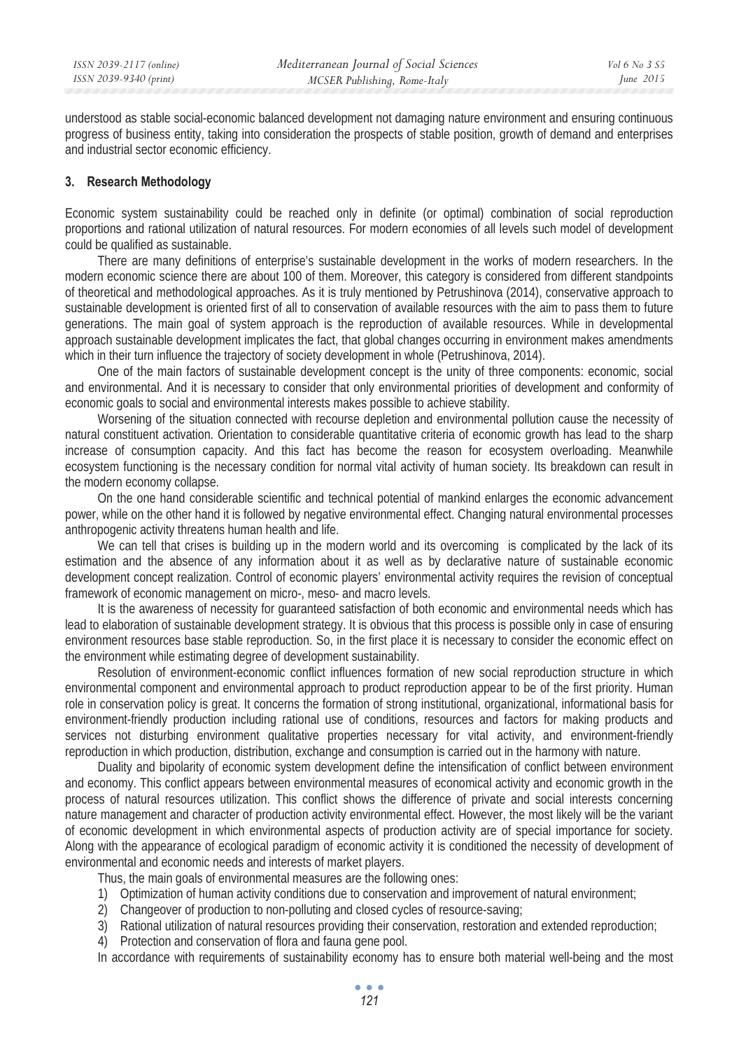understood as stable social-economic balanced development not damaging nature environment and ensuring continuous progress of business entity, taking into consideration the prospects of stable position, growth of demand and enterprises and industrial sector economic efficiency.

## 3. Research Methodology

Economic system sustainability could be reached only in definite (or optimal) combination of social reproduction proportions and rational utilization of natural resources. For modern economies of all levels such model of development could be qualified as sustainable.

There are many definitions of enterprise's sustainable development in the works of modern researchers. In the modern economic science there are about 100 of them. Moreover, this category is considered from different standpoints of theoretical and methodological approaches. As it is truly mentioned by Petrushinova (2014), conservative approach to sustainable development is oriented first of all to conservation of available resources with the aim to pass them to future generations. The main goal of system approach is the reproduction of available resources. While in developmental approach sustainable development implicates the fact, that global changes occurring in environment makes amendments which in their turn influence the trajectory of society development in whole (Petrushinova, 2014).

One of the main factors of sustainable development concept is the unity of three components: economic, social and environmental. And it is necessary to consider that only environmental priorities of development and conformity of economic goals to social and environmental interests makes possible to achieve stability.

Worsening of the situation connected with recourse depletion and environmental pollution cause the necessity of natural constituent activation. Orientation to considerable quantitative criteria of economic growth has lead to the sharp increase of consumption capacity. And this fact has become the reason for ecosystem overloading. Meanwhile ecosystem functioning is the necessary condition for normal vital activity of human society. Its breakdown can result in the modern economy collapse.

On the one hand considerable scientific and technical potential of mankind enlarges the economic advancement power, while on the other hand it is followed by negative environmental effect. Changing natural environmental processes anthropogenic activity threatens human health and life.

We can tell that crises is building up in the modern world and its overcoming is complicated by the lack of its estimation and the absence of any information about it as well as by declarative nature of sustainable economic development concept realization. Control of economic players' environmental activity requires the revision of conceptual framework of economic management on micro-, meso- and macro levels.

It is the awareness of necessity for guaranteed satisfaction of both economic and environmental needs which has lead to elaboration of sustainable development strategy. It is obvious that this process is possible only in case of ensuring environment resources base stable reproduction. So, in the first place it is necessary to consider the economic effect on the environment while estimating degree of development sustainability.

Resolution of environment-economic conflict influences formation of new social reproduction structure in which environmental component and environmental approach to product reproduction appear to be of the first priority. Human role in conservation policy is great. It concerns the formation of strong institutional, organizational, informational basis for environment-friendly production including rational use of conditions, resources and factors for making products and services not disturbing environment qualitative properties necessary for vital activity, and environment-friendly reproduction in which production, distribution, exchange and consumption is carried out in the harmony with nature.

Duality and bipolarity of economic system development define the intensification of conflict between environment and economy. This conflict appears between environmental measures of economical activity and economic growth in the process of natural resources utilization. This conflict shows the difference of private and social interests concerning nature management and character of production activity environmental effect. However, the most likely will be the variant of economic development in which environmental aspects of production activity are of special importance for society. Along with the appearance of ecological paradigm of economic activity it is conditioned the necessity of development of environmental and economic needs and interests of market players.

Thus, the main goals of environmental measures are the following ones:

1) Optimization of human activity conditions due to conservation and improvement of natural environment;
2) Changeover of production to non-polluting and closed cycles of resource-saving;
3) Rational utilization of natural resources providing their conservation, restoration and extended reproduction;
4) Protection and conservation of flora and fauna gene pool.

In accordance with requirements of sustainability economy has to ensure both material well-being and the most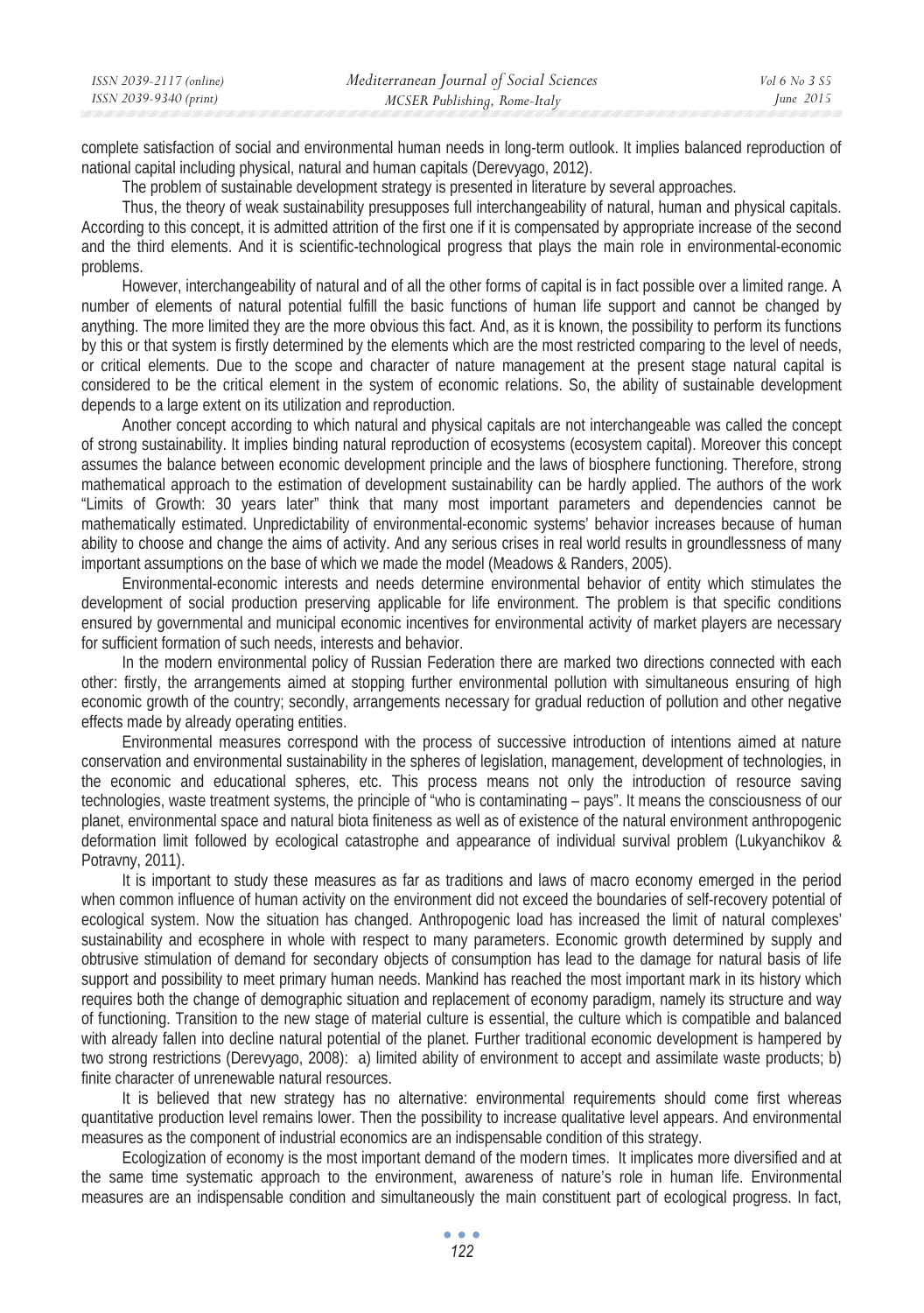complete satisfaction of social and environmental human needs in long-term outlook. It implies balanced reproduction of national capital including physical, natural and human capitals (Derevyago, 2012).

The problem of sustainable development strategy is presented in literature by several approaches.

Thus, the theory of weak sustainability presupposes full interchangeability of natural, human and physical capitals. According to this concept, it is admitted attrition of the first one if it is compensated by appropriate increase of the second and the third elements. And it is scientific-technological progress that plays the main role in environmental-economic problems.

However, interchangeability of natural and of all the other forms of capital is in fact possible over a limited range. A number of elements of natural potential fulfill the basic functions of human life support and cannot be changed by anything. The more limited they are the more obvious this fact. And, as it is known, the possibility to perform its functions by this or that system is firstly determined by the elements which are the most restricted comparing to the level of needs, or critical elements. Due to the scope and character of nature management at the present stage natural capital is considered to be the critical element in the system of economic relations. So, the ability of sustainable development depends to a large extent on its utilization and reproduction.

Another concept according to which natural and physical capitals are not interchangeable was called the concept of strong sustainability. It implies binding natural reproduction of ecosystems (ecosystem capital). Moreover this concept assumes the balance between economic development principle and the laws of biosphere functioning. Therefore, strong mathematical approach to the estimation of development sustainability can be hardly applied. The authors of the work "Limits of Growth: 30 years later" think that many most important parameters and dependencies cannot be mathematically estimated. Unpredictability of environmental-economic systems' behavior increases because of human ability to choose and change the aims of activity. And any serious crises in real world results in groundlessness of many important assumptions on the base of which we made the model (Meadows & Randers, 2005).

Environmental-economic interests and needs determine environmental behavior of entity which stimulates the development of social production preserving applicable for life environment. The problem is that specific conditions ensured by governmental and municipal economic incentives for environmental activity of market players are necessary for sufficient formation of such needs, interests and behavior.

In the modern environmental policy of Russian Federation there are marked two directions connected with each other: firstly, the arrangements aimed at stopping further environmental pollution with simultaneous ensuring of high economic growth of the country; secondly, arrangements necessary for gradual reduction of pollution and other negative effects made by already operating entities.

Environmental measures correspond with the process of successive introduction of intentions aimed at nature conservation and environmental sustainability in the spheres of legislation, management, development of technologies, in the economic and educational spheres, etc. This process means not only the introduction of resource saving technologies, waste treatment systems, the principle of "who is contaminating – pays". It means the consciousness of our planet, environmental space and natural biota finiteness as well as of existence of the natural environment anthropogenic deformation limit followed by ecological catastrophe and appearance of individual survival problem (Lukyanchikov & Potravny, 2011).

It is important to study these measures as far as traditions and laws of macro economy emerged in the period when common influence of human activity on the environment did not exceed the boundaries of self-recovery potential of ecological system. Now the situation has changed. Anthropogenic load has increased the limit of natural complexes' sustainability and ecosphere in whole with respect to many parameters. Economic growth determined by supply and obtrusive stimulation of demand for secondary objects of consumption has lead to the damage for natural basis of life support and possibility to meet primary human needs. Mankind has reached the most important mark in its history which requires both the change of demographic situation and replacement of economy paradigm, namely its structure and way of functioning. Transition to the new stage of material culture is essential, the culture which is compatible and balanced with already fallen into decline natural potential of the planet. Further traditional economic development is hampered by two strong restrictions (Derevyago, 2008): a) limited ability of environment to accept and assimilate waste products; b) finite character of unrenewable natural resources.

It is believed that new strategy has no alternative: environmental requirements should come first whereas quantitative production level remains lower. Then the possibility to increase qualitative level appears. And environmental measures as the component of industrial economics are an indispensable condition of this strategy.

Ecologization of economy is the most important demand of the modern times. It implicates more diversified and at the same time systematic approach to the environment, awareness of nature's role in human life. Environmental measures are an indispensable condition and simultaneously the main constituent part of ecological progress. In fact,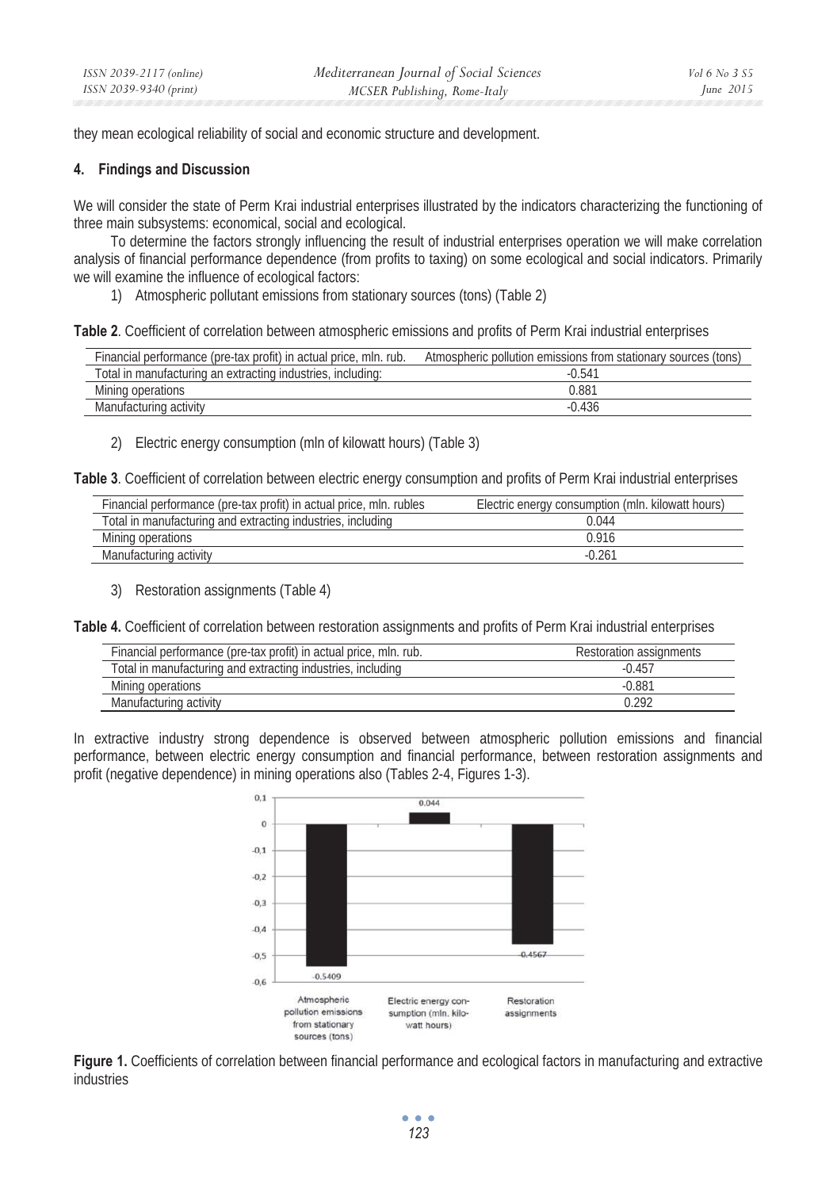they mean ecological reliability of social and economic structure and development.

### 4. Findings and Discussion

We will consider the state of Perm Krai industrial enterprises illustrated by the indicators characterizing the functioning of three main subsystems: economical, social and ecological.

To determine the factors strongly influencing the result of industrial enterprises operation we will make correlation analysis of financial performance dependence (from profits to taxing) on some ecological and social indicators. Primarily we will examine the influence of ecological factors:

1) Atmospheric pollutant emissions from stationary sources (tons) (Table 2)

**Table 2**. Coefficient of correlation between atmospheric emissions and profits of Perm Krai industrial enterprises

| Financial performance (pre-tax profit) in actual price, mln. rub. | Atmospheric pollution emissions from stationary sources (tons) |
|---|---|
| Total in manufacturing an extracting industries, including: | -0.541 |
| Mining operations | 0.881 |
| Manufacturing activity | -0.436 |

2) Electric energy consumption (mln of kilowatt hours) (Table 3)

**Table 3**. Coefficient of correlation between electric energy consumption and profits of Perm Krai industrial enterprises

| Financial performance (pre-tax profit) in actual price, mln. rubles | Electric energy consumption (mln. kilowatt hours) |
|---|---|
| Total in manufacturing and extracting industries, including | 0.044 |
| Mining operations | 0.916 |
| Manufacturing activity | -0.261 |

3) Restoration assignments (Table 4)

**Table 4.** Coefficient of correlation between restoration assignments and profits of Perm Krai industrial enterprises

| Financial performance (pre-tax profit) in actual price, mln. rub. | Restoration assignments |
|---|---|
| Total in manufacturing and extracting industries, including | -0.457 |
| Mining operations | -0.881 |
| Manufacturing activity | 0.292 |

In extractive industry strong dependence is observed between atmospheric pollution emissions and financial performance, between electric energy consumption and financial performance, between restoration assignments and profit (negative dependence) in mining operations also (Tables 2-4, Figures 1-3).

**Figure 1.** Coefficients of correlation between financial performance and ecological factors in manufacturing and extractive industries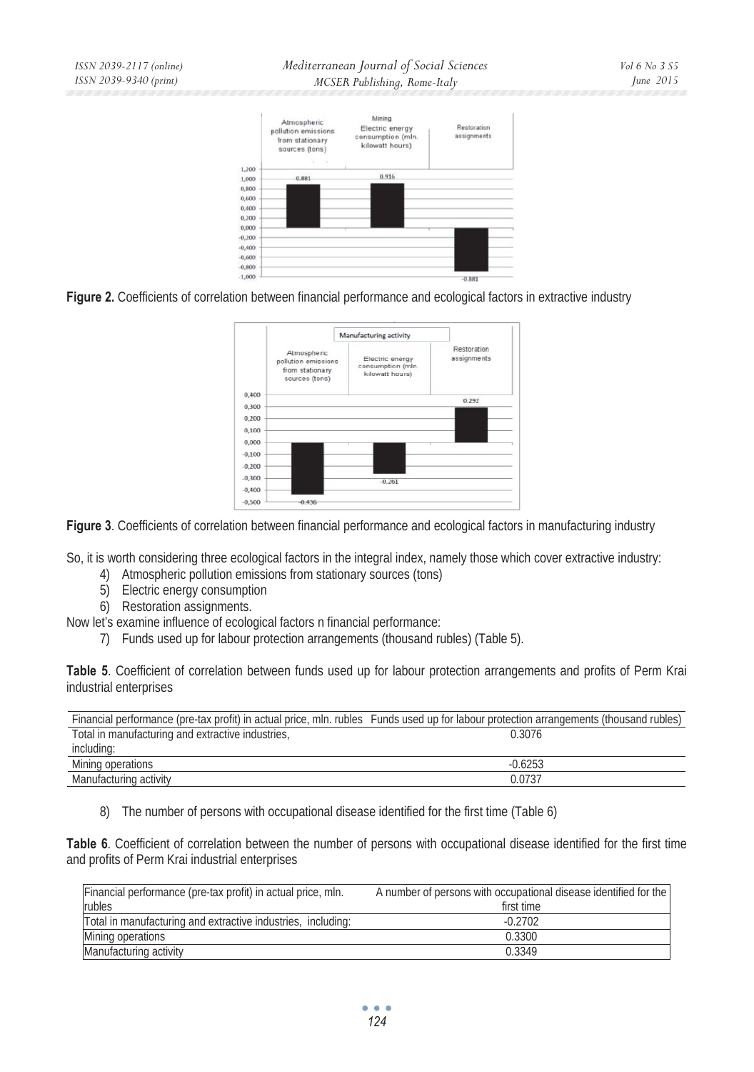**Figure 2.** Coefficients of correlation between financial performance and ecological factors in extractive industry

**Figure 3**. Coefficients of correlation between financial performance and ecological factors in manufacturing industry

So, it is worth considering three ecological factors in the integral index, namely those which cover extractive industry:

4) Atmospheric pollution emissions from stationary sources (tons)
5) Electric energy consumption
6) Restoration assignments.

Now let's examine influence of ecological factors n financial performance:

7) Funds used up for labour protection arrangements (thousand rubles) (Table 5).

**Table 5**. Coefficient of correlation between funds used up for labour protection arrangements and profits of Perm Krai industrial enterprises

| Financial performance (pre-tax profit) in actual price, mln. rubles | Funds used up for labour protection arrangements (thousand rubles) |
|---|---|
| Total in manufacturing and extractive industries, including: | 0.3076 |
| Mining operations | -0.6253 |
| Manufacturing activity | 0.0737 |

8) The number of persons with occupational disease identified for the first time (Table 6)

**Table 6**. Coefficient of correlation between the number of persons with occupational disease identified for the first time and profits of Perm Krai industrial enterprises

| Financial performance (pre-tax profit) in actual price, mln. rubles | A number of persons with occupational disease identified for the first time |
|---|---|
| Total in manufacturing and extractive industries, including: | -0.2702 |
| Mining operations | 0.3300 |
| Manufacturing activity | 0.3349 |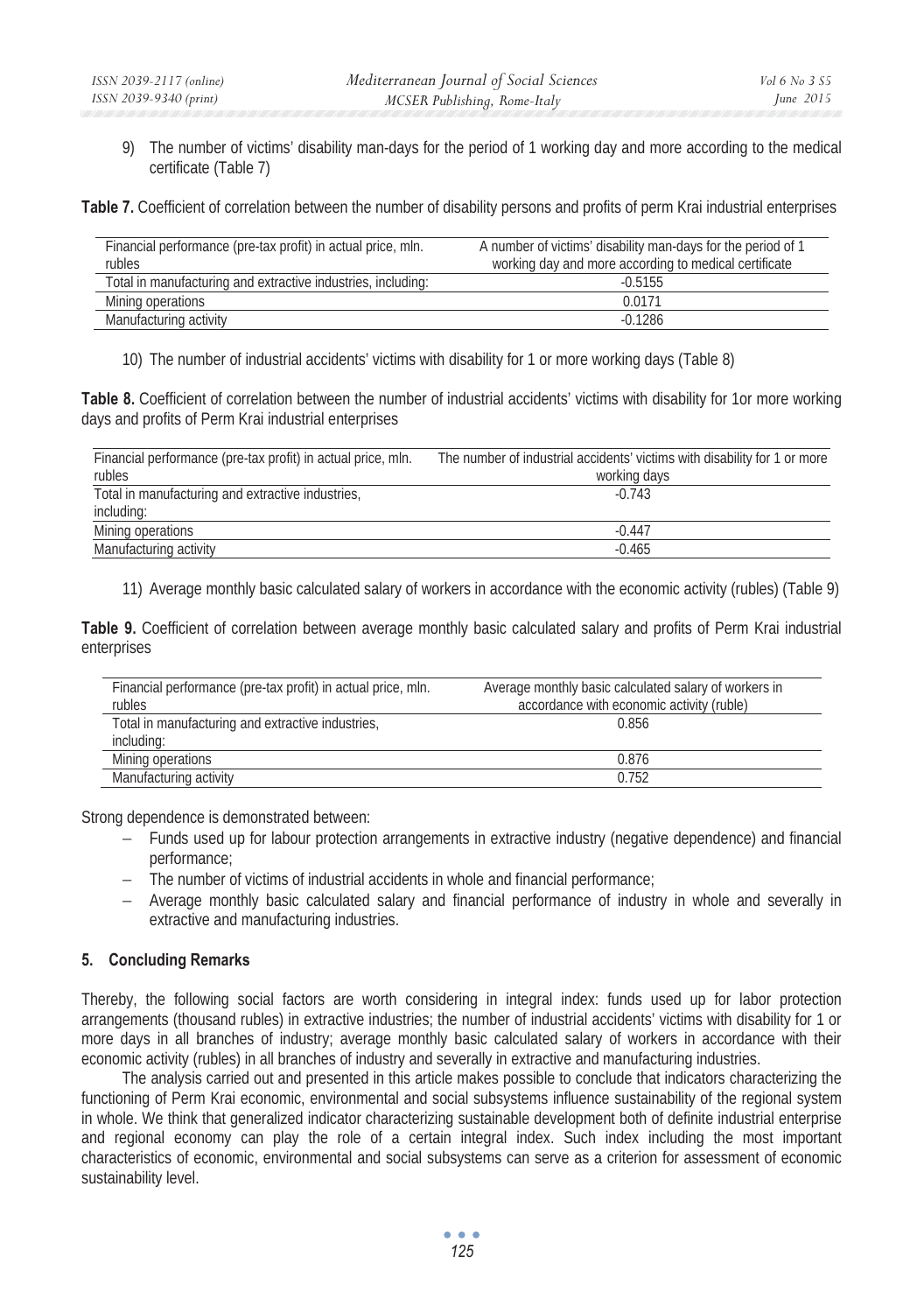9) The number of victims' disability man-days for the period of 1 working day and more according to the medical certificate (Table 7)

**Table 7.** Coefficient of correlation between the number of disability persons and profits of perm Krai industrial enterprises

| Financial performance (pre-tax profit) in actual price, mln. rubles | A number of victims' disability man-days for the period of 1 working day and more according to medical certificate |
|---|---|
| Total in manufacturing and extractive industries, including: | -0.5155 |
| Mining operations | 0.0171 |
| Manufacturing activity | -0.1286 |

10) The number of industrial accidents' victims with disability for 1 or more working days (Table 8)

**Table 8.** Coefficient of correlation between the number of industrial accidents' victims with disability for 1or more working days and profits of Perm Krai industrial enterprises

| Financial performance (pre-tax profit) in actual price, mln. rubles | The number of industrial accidents' victims with disability for 1 or more working days |
|---|---|
| Total in manufacturing and extractive industries, including: | -0.743 |
| Mining operations | -0.447 |
| Manufacturing activity | -0.465 |

11) Average monthly basic calculated salary of workers in accordance with the economic activity (rubles) (Table 9)

**Table 9.** Coefficient of correlation between average monthly basic calculated salary and profits of Perm Krai industrial enterprises

| Financial performance (pre-tax profit) in actual price, mln. rubles | Average monthly basic calculated salary of workers in accordance with economic activity (ruble) |
|---|---|
| Total in manufacturing and extractive industries, including: | 0.856 |
| Mining operations | 0.876 |
| Manufacturing activity | 0.752 |

Strong dependence is demonstrated between:

- Funds used up for labour protection arrangements in extractive industry (negative dependence) and financial performance;
- The number of victims of industrial accidents in whole and financial performance;
- Average monthly basic calculated salary and financial performance of industry in whole and severally in extractive and manufacturing industries.

## 5. Concluding Remarks

Thereby, the following social factors are worth considering in integral index: funds used up for labor protection arrangements (thousand rubles) in extractive industries; the number of industrial accidents' victims with disability for 1 or more days in all branches of industry; average monthly basic calculated salary of workers in accordance with their economic activity (rubles) in all branches of industry and severally in extractive and manufacturing industries.

The analysis carried out and presented in this article makes possible to conclude that indicators characterizing the functioning of Perm Krai economic, environmental and social subsystems influence sustainability of the regional system in whole. We think that generalized indicator characterizing sustainable development both of definite industrial enterprise and regional economy can play the role of a certain integral index. Such index including the most important characteristics of economic, environmental and social subsystems can serve as a criterion for assessment of economic sustainability level.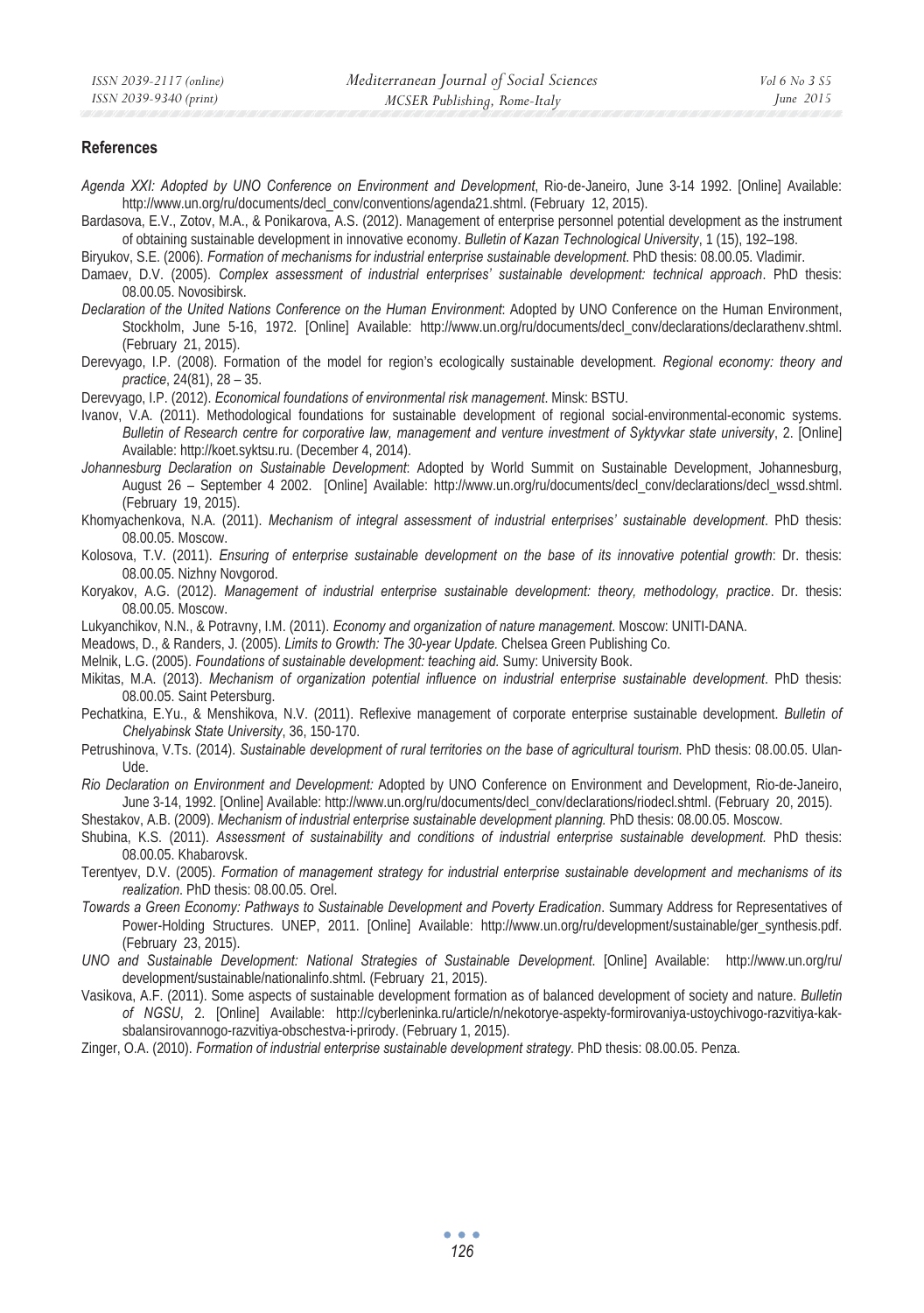## References

*Agenda XXI: Adopted by UNO Conference on Environment and Development*, Rio-de-Janeiro, June 3-14 1992. [Online] Available: http://www.un.org/ru/documents/decl_conv/conventions/agenda21.shtml. (February 12, 2015).

Bardasova, E.V., Zotov, M.A., & Ponikarova, A.S. (2012). Management of enterprise personnel potential development as the instrument of obtaining sustainable development in innovative economy. *Bulletin of Kazan Technological University*, 1 (15), 192–198.

Biryukov, S.E. (2006). *Formation of mechanisms for industrial enterprise sustainable development*. PhD thesis: 08.00.05. Vladimir.

Damaev, D.V. (2005). *Complex assessment of industrial enterprises' sustainable development: technical approach*. PhD thesis: 08.00.05. Novosibirsk.

*Declaration of the United Nations Conference on the Human Environment*: Adopted by UNO Conference on the Human Environment, Stockholm, June 5-16, 1972. [Online] Available: http://www.un.org/ru/documents/decl_conv/declarations/declarathenv.shtml. (February 21, 2015).

Derevyago, I.P. (2008). Formation of the model for region's ecologically sustainable development. *Regional economy: theory and practice*, 24(81), 28 – 35.

Derevyago, I.P. (2012). *Economical foundations of environmental risk management*. Minsk: BSTU.

Ivanov, V.A. (2011). Methodological foundations for sustainable development of regional social-environmental-economic systems. *Bulletin of Research centre for corporative law, management and venture investment of Syktyvkar state university*, 2. [Online] Available: http://koet.syktsu.ru. (December 4, 2014).

*Johannesburg Declaration on Sustainable Development*: Adopted by World Summit on Sustainable Development, Johannesburg, August 26 – September 4 2002. [Online] Available: http://www.un.org/ru/documents/decl_conv/declarations/decl_wssd.shtml. (February 19, 2015).

Khomyachenkova, N.A. (2011). *Mechanism of integral assessment of industrial enterprises' sustainable development*. PhD thesis: 08.00.05. Moscow.

Kolosova, T.V. (2011). *Ensuring of enterprise sustainable development on the base of its innovative potential growth*: Dr. thesis: 08.00.05. Nizhny Novgorod.

Koryakov, A.G. (2012). *Management of industrial enterprise sustainable development: theory, methodology, practice*. Dr. thesis: 08.00.05. Moscow.

Lukyanchikov, N.N., & Potravny, I.M. (2011). *Economy and organization of nature management*. Moscow: UNITI-DANA.

Meadows, D., & Randers, J. (2005). *Limits to Growth: The 30-year Update.* Chelsea Green Publishing Co.

Melnik, L.G. (2005). *Foundations of sustainable development: teaching aid.* Sumy: University Book.

Mikitas, M.A. (2013). *Mechanism of organization potential influence on industrial enterprise sustainable development*. PhD thesis: 08.00.05. Saint Petersburg.

Pechatkina, E.Yu., & Menshikova, N.V. (2011). Reflexive management of corporate enterprise sustainable development. *Bulletin of Chelyabinsk State University*, 36, 150-170.

Petrushinova, V.Ts. (2014). *Sustainable development of rural territories on the base of agricultural tourism.* PhD thesis: 08.00.05. Ulan-Ude.

*Rio Declaration on Environment and Development:* Adopted by UNO Conference on Environment and Development, Rio-de-Janeiro, June 3-14, 1992. [Online] Available: http://www.un.org/ru/documents/decl_conv/declarations/riodecl.shtml. (February 20, 2015).

Shestakov, A.B. (2009). *Mechanism of industrial enterprise sustainable development planning.* PhD thesis: 08.00.05. Moscow.

Shubina, K.S. (2011). *Assessment of sustainability and conditions of industrial enterprise sustainable development.* PhD thesis: 08.00.05. Khabarovsk.

Terentyev, D.V. (2005). *Formation of management strategy for industrial enterprise sustainable development and mechanisms of its realization*. PhD thesis: 08.00.05. Orel.

*Towards a Green Economy: Pathways to Sustainable Development and Poverty Eradication*. Summary Address for Representatives of Power-Holding Structures. UNEP, 2011. [Online] Available: http://www.un.org/ru/development/sustainable/ger_synthesis.pdf. (February 23, 2015).

*UNO and Sustainable Development: National Strategies of Sustainable Development.* [Online] Available: http://www.un.org/ru/development/sustainable/nationalinfo.shtml. (February 21, 2015).

Vasikova, A.F. (2011). Some aspects of sustainable development formation as of balanced development of society and nature. *Bulletin of NGSU*, 2. [Online] Available: http://cyberleninka.ru/article/n/nekotorye-aspekty-formirovaniya-ustoychivogo-razvitiya-kak-sbalansirovannogo-razvitiya-obschestva-i-prirody. (February 1, 2015).

Zinger, O.A. (2010). *Formation of industrial enterprise sustainable development strategy*. PhD thesis: 08.00.05. Penza.